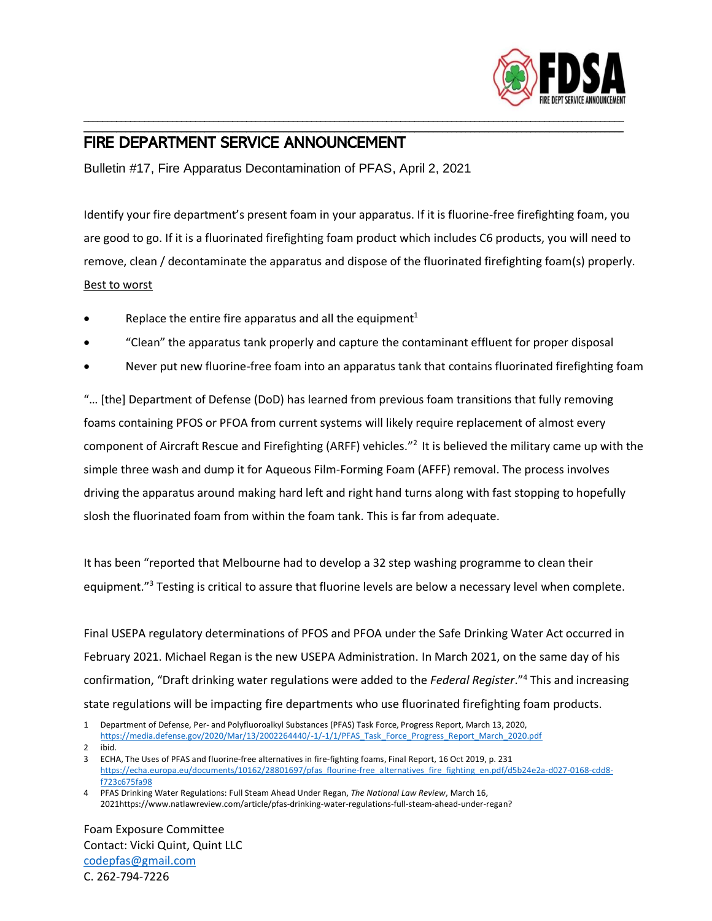# FIRE DEPARTMENT SERVICE ANNOUNCEMENT

Bulletin #17, Fire Apparatus Decontamination of PFAS, April 2, 2021

Identify your fire department's present foam in your apparatus. If it is fluorine-free firefighting foam, you are good to go. If it is a fluorinated firefighting foam product which includes C6 products, you will need to remove, clean / decontaminate the apparatus and dispose of the fluorinated firefighting foam(s) properly.

Best to worst

- Replace the entire fire apparatus and all the equipment[1]
- "Clean" the apparatus tank properly and capture the contaminant effluent for proper disposal
- Never put new fluorine-free foam into an apparatus tank that contains fluorinated firefighting foam

"… [the] Department of Defense (DoD) has learned from previous foam transitions that fully removing foams containing PFOS or PFOA from current systems will likely require replacement of almost every component of Aircraft Rescue and Firefighting (ARFF) vehicles."[2] It is believed the military came up with the simple three wash and dump it for Aqueous Film-Forming Foam (AFFF) removal. The process involves driving the apparatus around making hard left and right hand turns along with fast stopping to hopefully slosh the fluorinated foam from within the foam tank. This is far from adequate.

It has been "reported that Melbourne had to develop a 32 step washing programme to clean their equipment."[3] Testing is critical to assure that fluorine levels are below a necessary level when complete.

Final USEPA regulatory determinations of PFOS and PFOA under the Safe Drinking Water Act occurred in February 2021. Michael Regan is the new USEPA Administration. In March 2021, on the same day of his confirmation, "Draft drinking water regulations were added to the *Federal Register*."[4] This and increasing state regulations will be impacting fire departments who use fluorinated firefighting foam products.

1 Department of Defense, Per- and Polyfluoroalkyl Substances (PFAS) Task Force, Progress Report, March 13, 2020, https://media.defense.gov/2020/Mar/13/2002264440/-1/-1/1/PFAS_Task_Force_Progress_Report_March_2020.pdf

2 ibid.

3 ECHA, The Uses of PFAS and fluorine-free alternatives in fire-fighting foams, Final Report, 16 Oct 2019, p. 231 https://echa.europa.eu/documents/10162/28801697/pfas_flourine-free_alternatives_fire_fighting_en.pdf/d5b24e2a-d027-0168-cdd8-f723c675fa98

4 PFAS Drinking Water Regulations: Full Steam Ahead Under Regan, *The National Law Review*, March 16, 2021https://www.natlawreview.com/article/pfas-drinking-water-regulations-full-steam-ahead-under-regan?

Foam Exposure Committee
Contact: Vicki Quint, Quint LLC
codepfas@gmail.com
C. 262-794-7226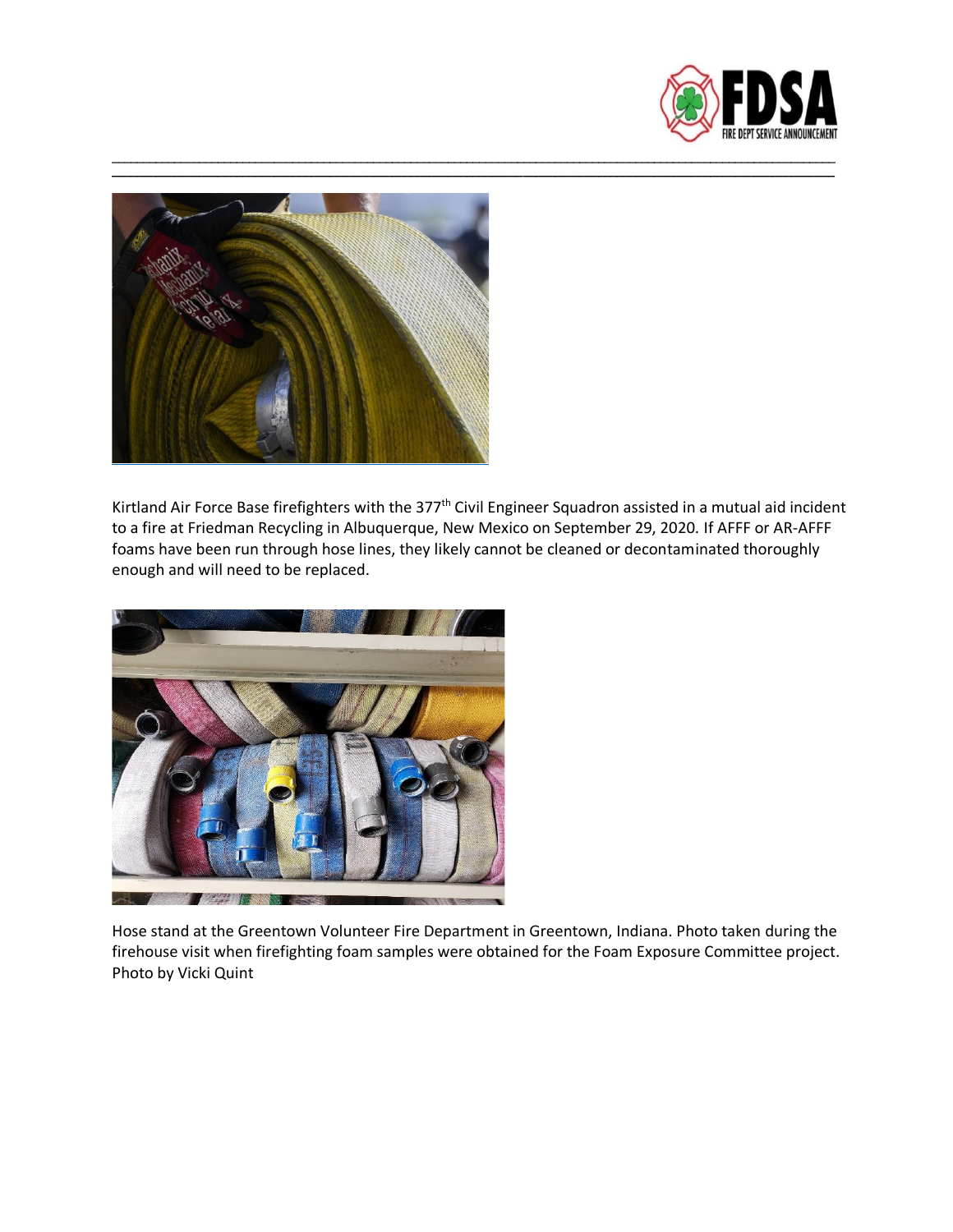Kirtland Air Force Base firefighters with the 377th Civil Engineer Squadron assisted in a mutual aid incident to a fire at Friedman Recycling in Albuquerque, New Mexico on September 29, 2020. If AFFF or AR-AFFF foams have been run through hose lines, they likely cannot be cleaned or decontaminated thoroughly enough and will need to be replaced.

Hose stand at the Greentown Volunteer Fire Department in Greentown, Indiana. Photo taken during the firehouse visit when firefighting foam samples were obtained for the Foam Exposure Committee project. Photo by Vicki Quint